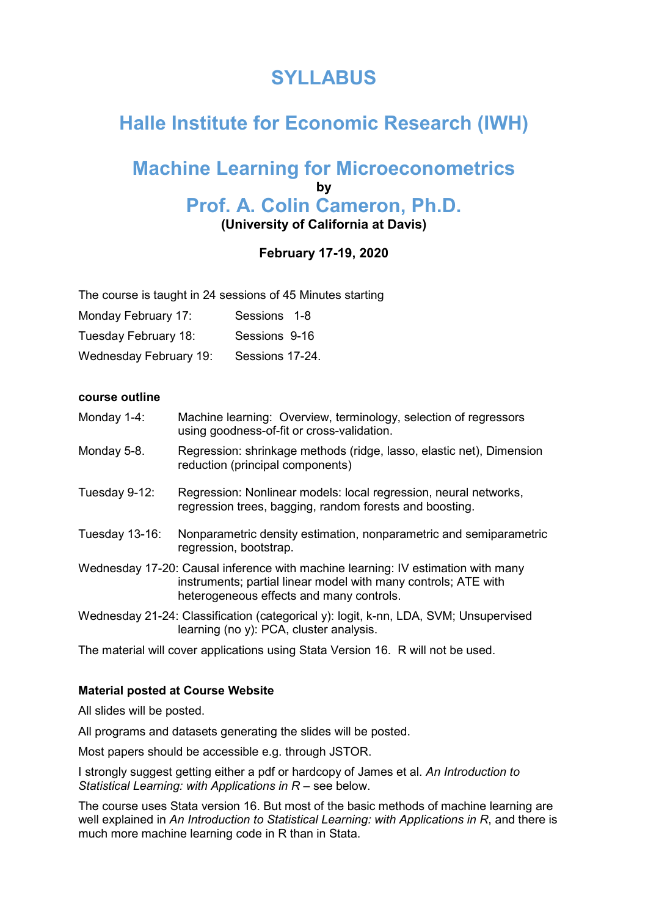# SYLLABUS

## Halle Institute for Economic Research (IWH)

## Machine Learning for Microeconometrics

**by**

## Prof. A. Colin Cameron, Ph.D.

**(University of California at Davis)**

**February 17-19, 2020**

The course is taught in 24 sessions of 45 Minutes starting

| | |
|---|---|
| Monday February 17: | Sessions 1-8 |
| Tuesday February 18: | Sessions 9-16 |
| Wednesday February 19: | Sessions 17-24. |

**course outline**

Monday 1-4: Machine learning: Overview, terminology, selection of regressors using goodness-of-fit or cross-validation.

Monday 5-8. Regression: shrinkage methods (ridge, lasso, elastic net), Dimension reduction (principal components)

Tuesday 9-12: Regression: Nonlinear models: local regression, neural networks, regression trees, bagging, random forests and boosting.

Tuesday 13-16: Nonparametric density estimation, nonparametric and semiparametric regression, bootstrap.

Wednesday 17-20: Causal inference with machine learning: IV estimation with many instruments; partial linear model with many controls; ATE with heterogeneous effects and many controls.

Wednesday 21-24: Classification (categorical y): logit, k-nn, LDA, SVM; Unsupervised learning (no y): PCA, cluster analysis.

The material will cover applications using Stata Version 16. R will not be used.

**Material posted at Course Website**

All slides will be posted.

All programs and datasets generating the slides will be posted.

Most papers should be accessible e.g. through JSTOR.

I strongly suggest getting either a pdf or hardcopy of James et al. *An Introduction to Statistical Learning: with Applications in R* – see below.

The course uses Stata version 16. But most of the basic methods of machine learning are well explained in *An Introduction to Statistical Learning: with Applications in R*, and there is much more machine learning code in R than in Stata.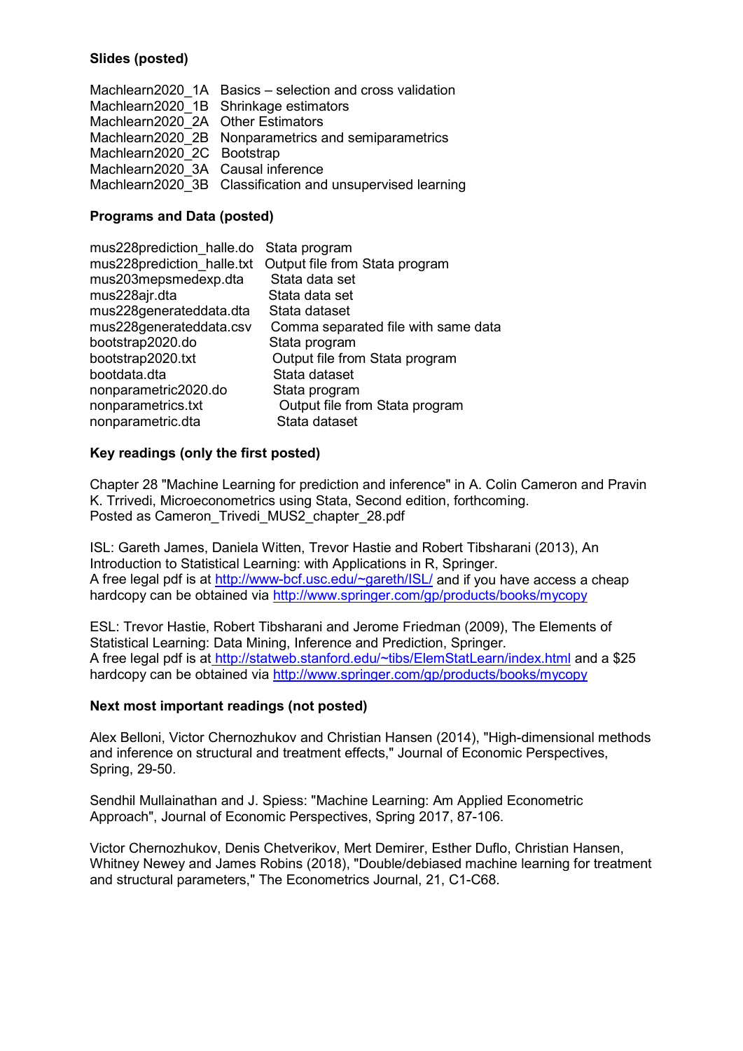**Slides (posted)**

| | |
|---|---|
| Machlearn2020_1A | Basics – selection and cross validation |
| Machlearn2020_1B | Shrinkage estimators |
| Machlearn2020_2A | Other Estimators |
| Machlearn2020_2B | Nonparametrics and semiparametrics |
| Machlearn2020_2C | Bootstrap |
| Machlearn2020_3A | Causal inference |
| Machlearn2020_3B | Classification and unsupervised learning |

**Programs and Data (posted)**

| | |
|---|---|
| mus228prediction_halle.do | Stata program |
| mus228prediction_halle.txt | Output file from Stata program |
| mus203mepsmedexp.dta | Stata data set |
| mus228ajr.dta | Stata data set |
| mus228generateddata.dta | Stata dataset |
| mus228generateddata.csv | Comma separated file with same data |
| bootstrap2020.do | Stata program |
| bootstrap2020.txt | Output file from Stata program |
| bootdata.dta | Stata dataset |
| nonparametric2020.do | Stata program |
| nonparametrics.txt | Output file from Stata program |
| nonparametric.dta | Stata dataset |

**Key readings (only the first posted)**

Chapter 28 "Machine Learning for prediction and inference" in A. Colin Cameron and Pravin K. Trrivedi, Microeconometrics using Stata, Second edition, forthcoming.
Posted as Cameron_Trivedi_MUS2_chapter_28.pdf

ISL: Gareth James, Daniela Witten, Trevor Hastie and Robert Tibsharani (2013), An Introduction to Statistical Learning: with Applications in R, Springer.
A free legal pdf is at http://www-bcf.usc.edu/~gareth/ISL/ and if you have access a cheap hardcopy can be obtained via http://www.springer.com/gp/products/books/mycopy

ESL: Trevor Hastie, Robert Tibsharani and Jerome Friedman (2009), The Elements of Statistical Learning: Data Mining, Inference and Prediction, Springer.
A free legal pdf is at http://statweb.stanford.edu/~tibs/ElemStatLearn/index.html and a $25 hardcopy can be obtained via http://www.springer.com/gp/products/books/mycopy

**Next most important readings (not posted)**

Alex Belloni, Victor Chernozhukov and Christian Hansen (2014), "High-dimensional methods and inference on structural and treatment effects," Journal of Economic Perspectives, Spring, 29-50.

Sendhil Mullainathan and J. Spiess: "Machine Learning: Am Applied Econometric Approach", Journal of Economic Perspectives, Spring 2017, 87-106.

Victor Chernozhukov, Denis Chetverikov, Mert Demirer, Esther Duflo, Christian Hansen, Whitney Newey and James Robins (2018), "Double/debiased machine learning for treatment and structural parameters," The Econometrics Journal, 21, C1-C68.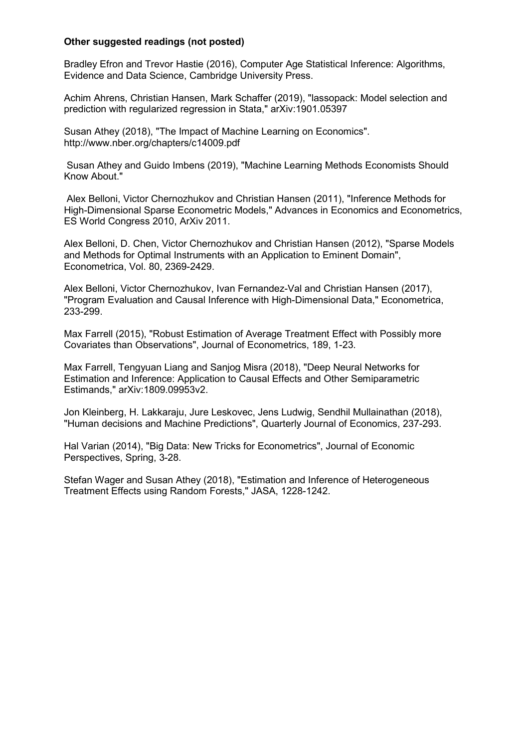**Other suggested readings (not posted)**

Bradley Efron and Trevor Hastie (2016), Computer Age Statistical Inference: Algorithms, Evidence and Data Science, Cambridge University Press.

Achim Ahrens, Christian Hansen, Mark Schaffer (2019), "lassopack: Model selection and prediction with regularized regression in Stata," arXiv:1901.05397

Susan Athey (2018), "The Impact of Machine Learning on Economics". http://www.nber.org/chapters/c14009.pdf

Susan Athey and Guido Imbens (2019), "Machine Learning Methods Economists Should Know About."

Alex Belloni, Victor Chernozhukov and Christian Hansen (2011), "Inference Methods for High-Dimensional Sparse Econometric Models," Advances in Economics and Econometrics, ES World Congress 2010, ArXiv 2011.

Alex Belloni, D. Chen, Victor Chernozhukov and Christian Hansen (2012), "Sparse Models and Methods for Optimal Instruments with an Application to Eminent Domain", Econometrica, Vol. 80, 2369-2429.

Alex Belloni, Victor Chernozhukov, Ivan Fernandez-Val and Christian Hansen (2017), "Program Evaluation and Causal Inference with High-Dimensional Data," Econometrica, 233-299.

Max Farrell (2015), "Robust Estimation of Average Treatment Effect with Possibly more Covariates than Observations", Journal of Econometrics, 189, 1-23.

Max Farrell, Tengyuan Liang and Sanjog Misra (2018), "Deep Neural Networks for Estimation and Inference: Application to Causal Effects and Other Semiparametric Estimands," arXiv:1809.09953v2.

Jon Kleinberg, H. Lakkaraju, Jure Leskovec, Jens Ludwig, Sendhil Mullainathan (2018), "Human decisions and Machine Predictions", Quarterly Journal of Economics, 237-293.

Hal Varian (2014), "Big Data: New Tricks for Econometrics", Journal of Economic Perspectives, Spring, 3-28.

Stefan Wager and Susan Athey (2018), "Estimation and Inference of Heterogeneous Treatment Effects using Random Forests," JASA, 1228-1242.